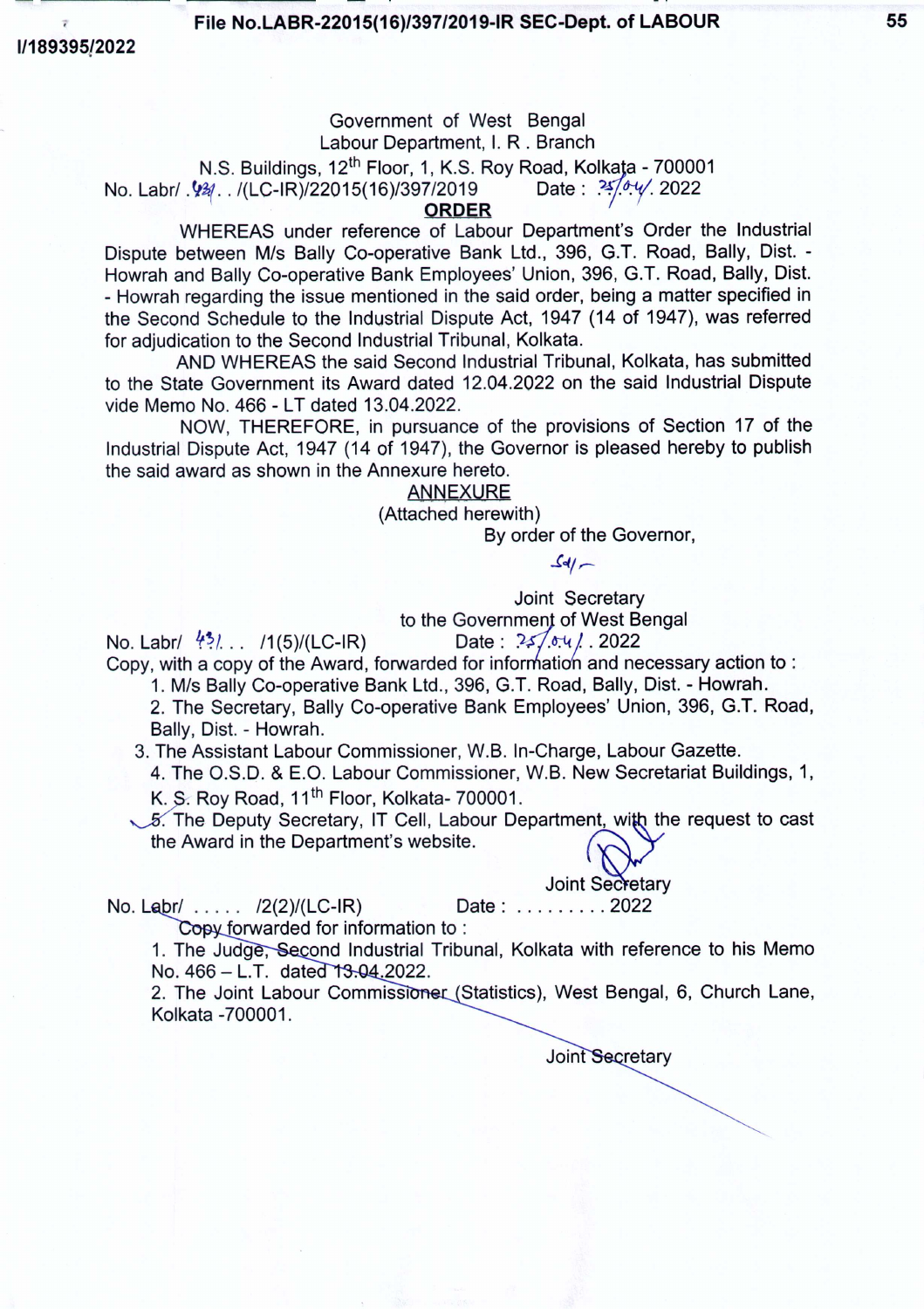Government of West Bengal
Labour Department, I. R. Branch
N.S. Buildings, 12th Floor, 1, K.S. Roy Road, Kolkata - 700001

No. Labr/ .424. . /(LC-IR)/22015(16)/397/2019 Date : 25/04/. 2022

**ORDER**

WHEREAS under reference of Labour Department's Order the Industrial Dispute between M/s Bally Co-operative Bank Ltd., 396, G.T. Road, Bally, Dist. - Howrah and Bally Co-operative Bank Employees' Union, 396, G.T. Road, Bally, Dist. - Howrah regarding the issue mentioned in the said order, being a matter specified in the Second Schedule to the Industrial Dispute Act, 1947 (14 of 1947), was referred for adjudication to the Second Industrial Tribunal, Kolkata.

AND WHEREAS the said Second Industrial Tribunal, Kolkata, has submitted to the State Government its Award dated 12.04.2022 on the said Industrial Dispute vide Memo No. 466 - LT dated 13.04.2022.

NOW, THEREFORE, in pursuance of the provisions of Section 17 of the Industrial Dispute Act, 1947 (14 of 1947), the Governor is pleased hereby to publish the said award as shown in the Annexure hereto.

ANNEXURE
(Attached herewith)

By order of the Governor,

Sd/-

Joint Secretary
to the Government of West Bengal

No. Labr/ 431. . . /1(5)/(LC-IR) Date : 25/04/. 2022

Copy, with a copy of the Award, forwarded for information and necessary action to :

1. M/s Bally Co-operative Bank Ltd., 396, G.T. Road, Bally, Dist. - Howrah.
2. The Secretary, Bally Co-operative Bank Employees' Union, 396, G.T. Road, Bally, Dist. - Howrah.
3. The Assistant Labour Commissioner, W.B. In-Charge, Labour Gazette.
4. The O.S.D. & E.O. Labour Commissioner, W.B. New Secretariat Buildings, 1, K. S. Roy Road, 11th Floor, Kolkata- 700001.
5. The Deputy Secretary, IT Cell, Labour Department, with the request to cast the Award in the Department's website.

Joint Secretary

No. Labr/ . . . . . /2(2)/(LC-IR) Date : . . . . . . . . . 2022

Copy forwarded for information to :

1. The Judge, Second Industrial Tribunal, Kolkata with reference to his Memo No. 466 – L.T. dated 13.04.2022.
2. The Joint Labour Commissioner (Statistics), West Bengal, 6, Church Lane, Kolkata -700001.

Joint Secretary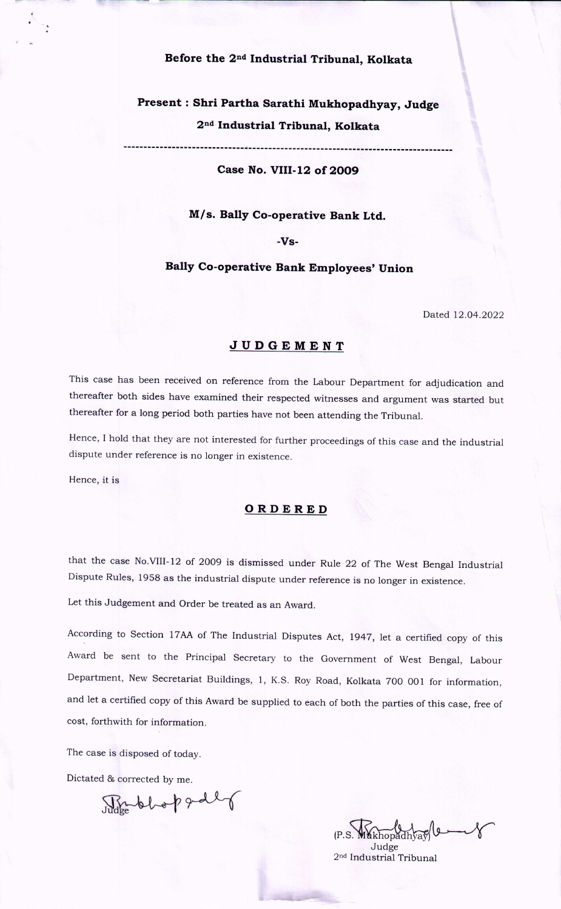**Before the 2nd Industrial Tribunal, Kolkata**

**Present : Shri Partha Sarathi Mukhopadhyay, Judge**

**2nd Industrial Tribunal, Kolkata**

---

**Case No. VIII-12 of 2009**

**M/s. Bally Co-operative Bank Ltd.**

**-Vs-**

**Bally Co-operative Bank Employees' Union**

Dated 12.04.2022

## JUDGEMENT

This case has been received on reference from the Labour Department for adjudication and thereafter both sides have examined their respected witnesses and argument was started but thereafter for a long period both parties have not been attending the Tribunal.

Hence, I hold that they are not interested for further proceedings of this case and the industrial dispute under reference is no longer in existence.

Hence, it is

## ORDERED

that the case No.VIII-12 of 2009 is dismissed under Rule 22 of The West Bengal Industrial Dispute Rules, 1958 as the industrial dispute under reference is no longer in existence.

Let this Judgement and Order be treated as an Award.

According to Section 17AA of The Industrial Disputes Act, 1947, let a certified copy of this Award be sent to the Principal Secretary to the Government of West Bengal, Labour Department, New Secretariat Buildings, 1, K.S. Roy Road, Kolkata 700 001 for information, and let a certified copy of this Award be supplied to each of both the parties of this case, free of cost, forthwith for information.

The case is disposed of today.

Dictated & corrected by me.

Judge

(P.S. Mukhopadhyay)
Judge
2nd Industrial Tribunal